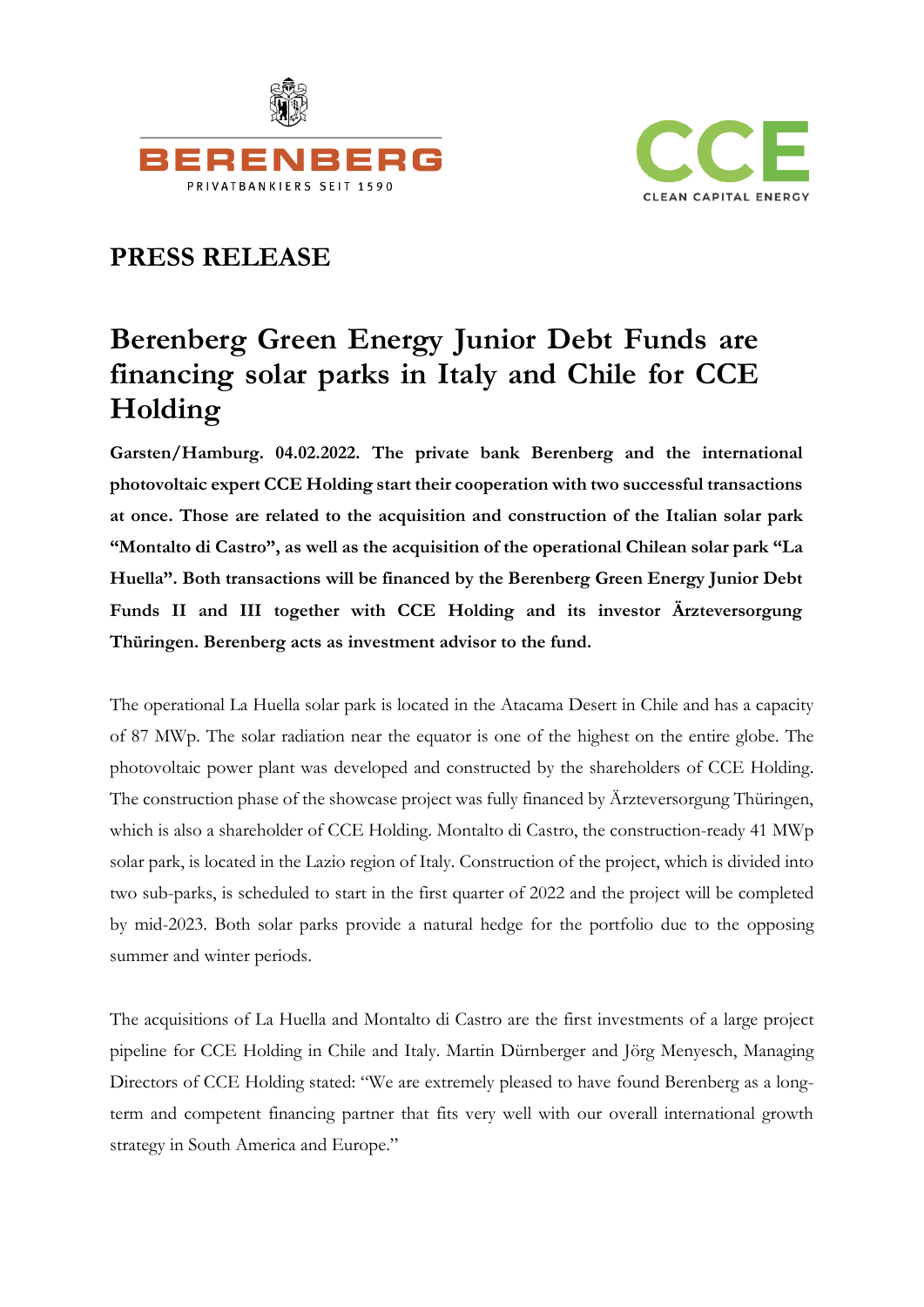# PRESS RELEASE

## Berenberg Green Energy Junior Debt Funds are financing solar parks in Italy and Chile for CCE Holding

**Garsten/Hamburg. 04.02.2022. The private bank Berenberg and the international photovoltaic expert CCE Holding start their cooperation with two successful transactions at once. Those are related to the acquisition and construction of the Italian solar park "Montalto di Castro", as well as the acquisition of the operational Chilean solar park "La Huella". Both transactions will be financed by the Berenberg Green Energy Junior Debt Funds II and III together with CCE Holding and its investor Ärzteversorgung Thüringen. Berenberg acts as investment advisor to the fund.**

The operational La Huella solar park is located in the Atacama Desert in Chile and has a capacity of 87 MWp. The solar radiation near the equator is one of the highest on the entire globe. The photovoltaic power plant was developed and constructed by the shareholders of CCE Holding. The construction phase of the showcase project was fully financed by Ärzteversorgung Thüringen, which is also a shareholder of CCE Holding. Montalto di Castro, the construction-ready 41 MWp solar park, is located in the Lazio region of Italy. Construction of the project, which is divided into two sub-parks, is scheduled to start in the first quarter of 2022 and the project will be completed by mid-2023. Both solar parks provide a natural hedge for the portfolio due to the opposing summer and winter periods.

The acquisitions of La Huella and Montalto di Castro are the first investments of a large project pipeline for CCE Holding in Chile and Italy. Martin Dürnberger and Jörg Menyesch, Managing Directors of CCE Holding stated: "We are extremely pleased to have found Berenberg as a long-term and competent financing partner that fits very well with our overall international growth strategy in South America and Europe."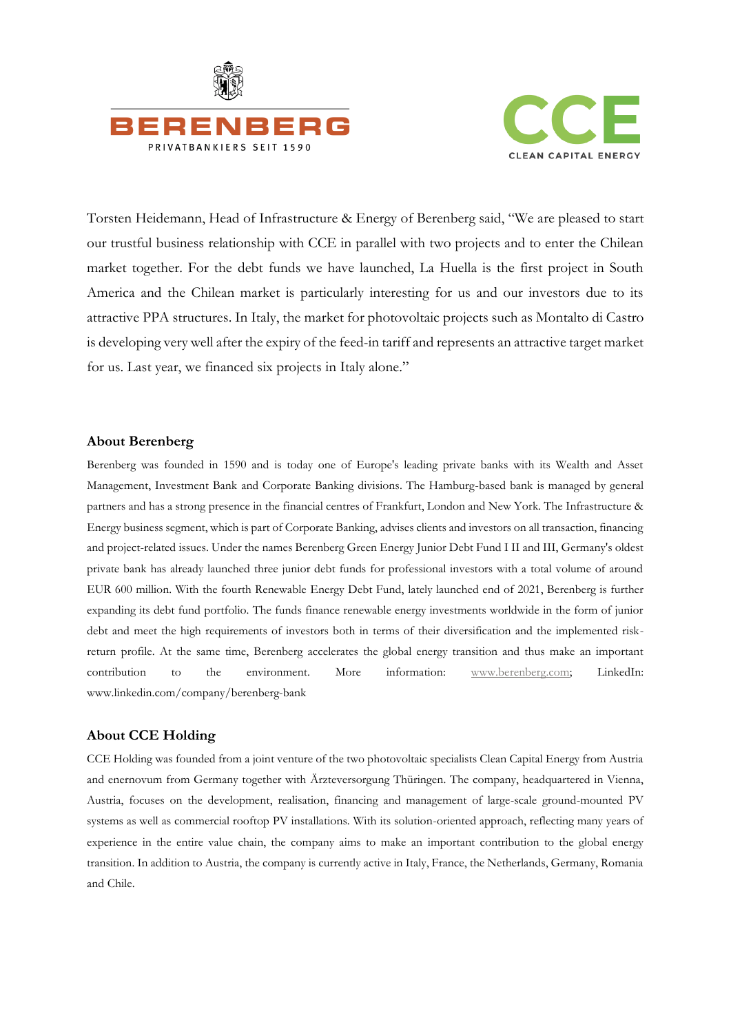Torsten Heidemann, Head of Infrastructure & Energy of Berenberg said, "We are pleased to start our trustful business relationship with CCE in parallel with two projects and to enter the Chilean market together. For the debt funds we have launched, La Huella is the first project in South America and the Chilean market is particularly interesting for us and our investors due to its attractive PPA structures. In Italy, the market for photovoltaic projects such as Montalto di Castro is developing very well after the expiry of the feed-in tariff and represents an attractive target market for us. Last year, we financed six projects in Italy alone."

### About Berenberg

Berenberg was founded in 1590 and is today one of Europe's leading private banks with its Wealth and Asset Management, Investment Bank and Corporate Banking divisions. The Hamburg-based bank is managed by general partners and has a strong presence in the financial centres of Frankfurt, London and New York. The Infrastructure & Energy business segment, which is part of Corporate Banking, advises clients and investors on all transaction, financing and project-related issues. Under the names Berenberg Green Energy Junior Debt Fund I II and III, Germany's oldest private bank has already launched three junior debt funds for professional investors with a total volume of around EUR 600 million. With the fourth Renewable Energy Debt Fund, lately launched end of 2021, Berenberg is further expanding its debt fund portfolio. The funds finance renewable energy investments worldwide in the form of junior debt and meet the high requirements of investors both in terms of their diversification and the implemented risk-return profile. At the same time, Berenberg accelerates the global energy transition and thus make an important contribution to the environment. More information: www.berenberg.com; LinkedIn: www.linkedin.com/company/berenberg-bank

### About CCE Holding

CCE Holding was founded from a joint venture of the two photovoltaic specialists Clean Capital Energy from Austria and enernovum from Germany together with Ärzteversorgung Thüringen. The company, headquartered in Vienna, Austria, focuses on the development, realisation, financing and management of large-scale ground-mounted PV systems as well as commercial rooftop PV installations. With its solution-oriented approach, reflecting many years of experience in the entire value chain, the company aims to make an important contribution to the global energy transition. In addition to Austria, the company is currently active in Italy, France, the Netherlands, Germany, Romania and Chile.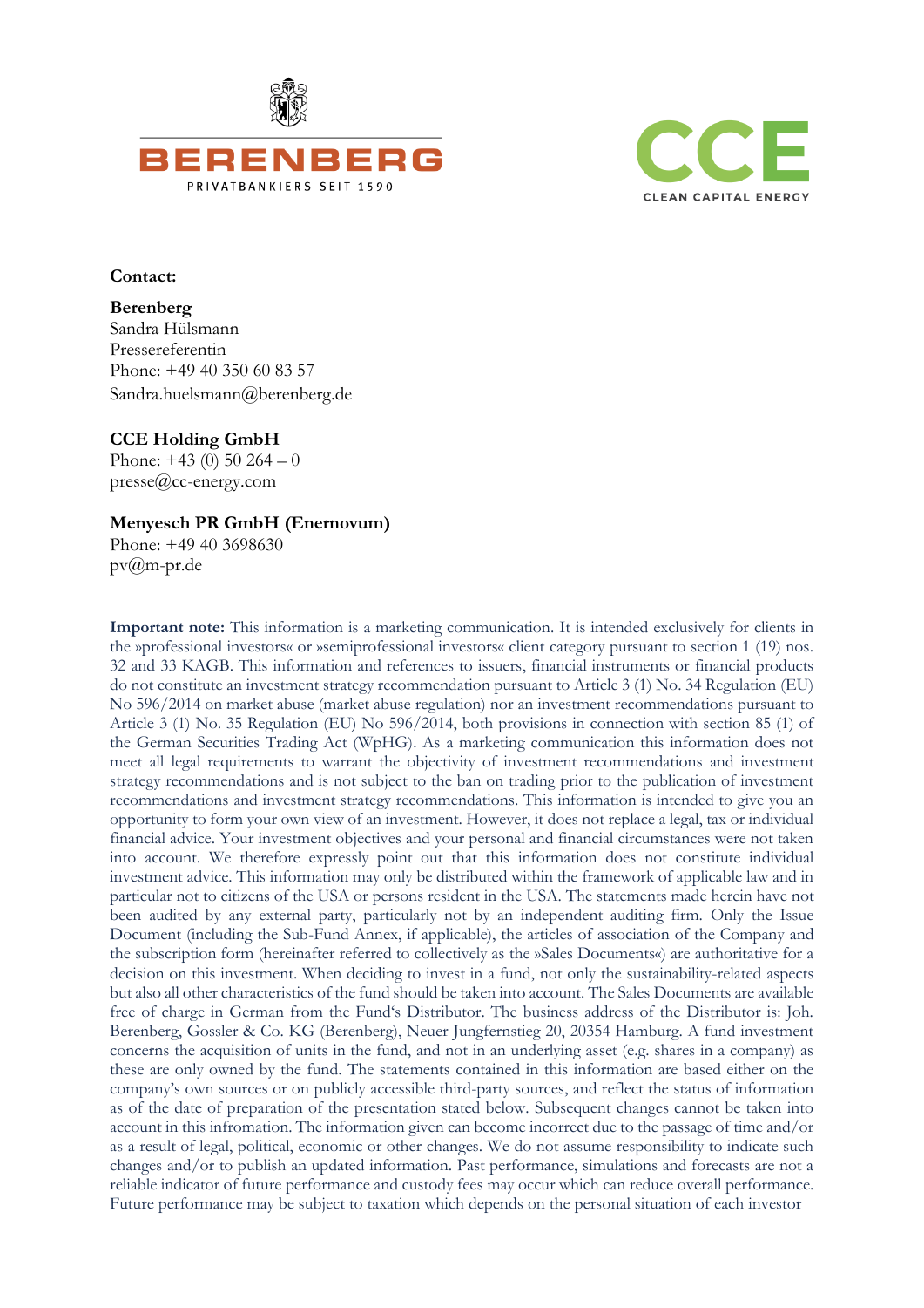**Contact:**

**Berenberg**
Sandra Hülsmann
Pressereferentin
Phone: +49 40 350 60 83 57
Sandra.huelsmann@berenberg.de

**CCE Holding GmbH**
Phone: +43 (0) 50 264 – 0
presse@cc-energy.com

**Menyesch PR GmbH (Enernovum)**
Phone: +49 40 3698630
pv@m-pr.de

**Important note:** This information is a marketing communication. It is intended exclusively for clients in the »professional investors« or »semiprofessional investors« client category pursuant to section 1 (19) nos. 32 and 33 KAGB. This information and references to issuers, financial instruments or financial products do not constitute an investment strategy recommendation pursuant to Article 3 (1) No. 34 Regulation (EU) No 596/2014 on market abuse (market abuse regulation) nor an investment recommendations pursuant to Article 3 (1) No. 35 Regulation (EU) No 596/2014, both provisions in connection with section 85 (1) of the German Securities Trading Act (WpHG). As a marketing communication this information does not meet all legal requirements to warrant the objectivity of investment recommendations and investment strategy recommendations and is not subject to the ban on trading prior to the publication of investment recommendations and investment strategy recommendations. This information is intended to give you an opportunity to form your own view of an investment. However, it does not replace a legal, tax or individual financial advice. Your investment objectives and your personal and financial circumstances were not taken into account. We therefore expressly point out that this information does not constitute individual investment advice. This information may only be distributed within the framework of applicable law and in particular not to citizens of the USA or persons resident in the USA. The statements made herein have not been audited by any external party, particularly not by an independent auditing firm. Only the Issue Document (including the Sub-Fund Annex, if applicable), the articles of association of the Company and the subscription form (hereinafter referred to collectively as the »Sales Documents«) are authoritative for a decision on this investment. When deciding to invest in a fund, not only the sustainability-related aspects but also all other characteristics of the fund should be taken into account. The Sales Documents are available free of charge in German from the Fund's Distributor. The business address of the Distributor is: Joh. Berenberg, Gossler & Co. KG (Berenberg), Neuer Jungfernstieg 20, 20354 Hamburg. A fund investment concerns the acquisition of units in the fund, and not in an underlying asset (e.g. shares in a company) as these are only owned by the fund. The statements contained in this information are based either on the company's own sources or on publicly accessible third-party sources, and reflect the status of information as of the date of preparation of the presentation stated below. Subsequent changes cannot be taken into account in this infromation. The information given can become incorrect due to the passage of time and/or as a result of legal, political, economic or other changes. We do not assume responsibility to indicate such changes and/or to publish an updated information. Past performance, simulations and forecasts are not a reliable indicator of future performance and custody fees may occur which can reduce overall performance. Future performance may be subject to taxation which depends on the personal situation of each investor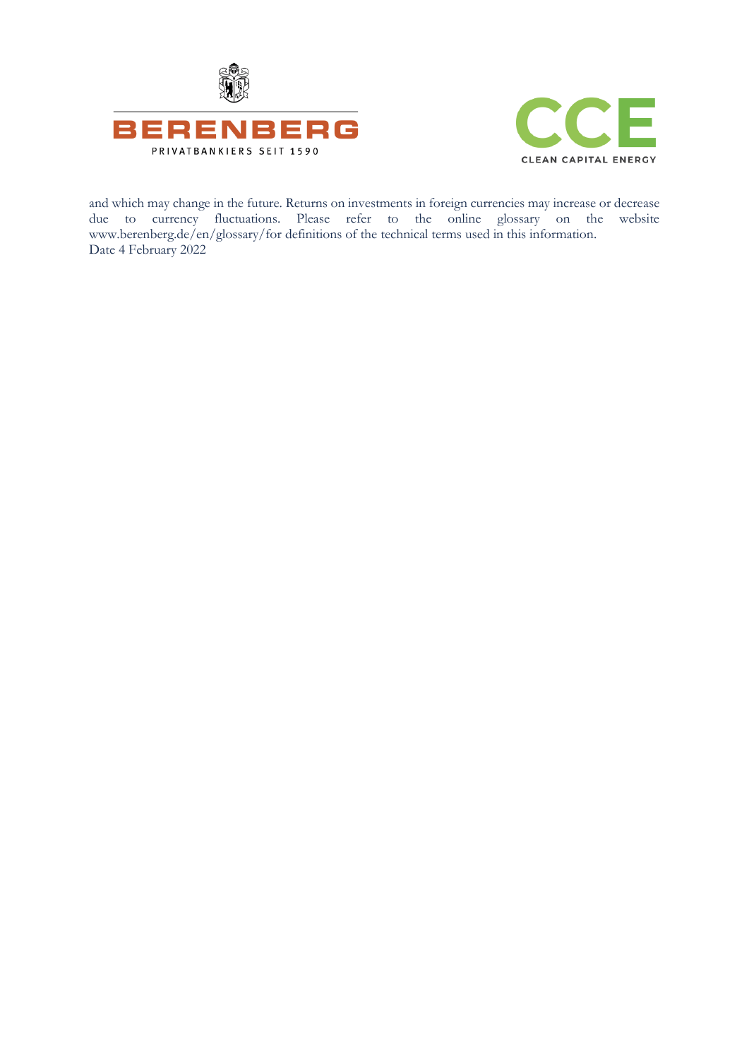and which may change in the future. Returns on investments in foreign currencies may increase or decrease due to currency fluctuations. Please refer to the online glossary on the website www.berenberg.de/en/glossary/for definitions of the technical terms used in this information.
Date 4 February 2022